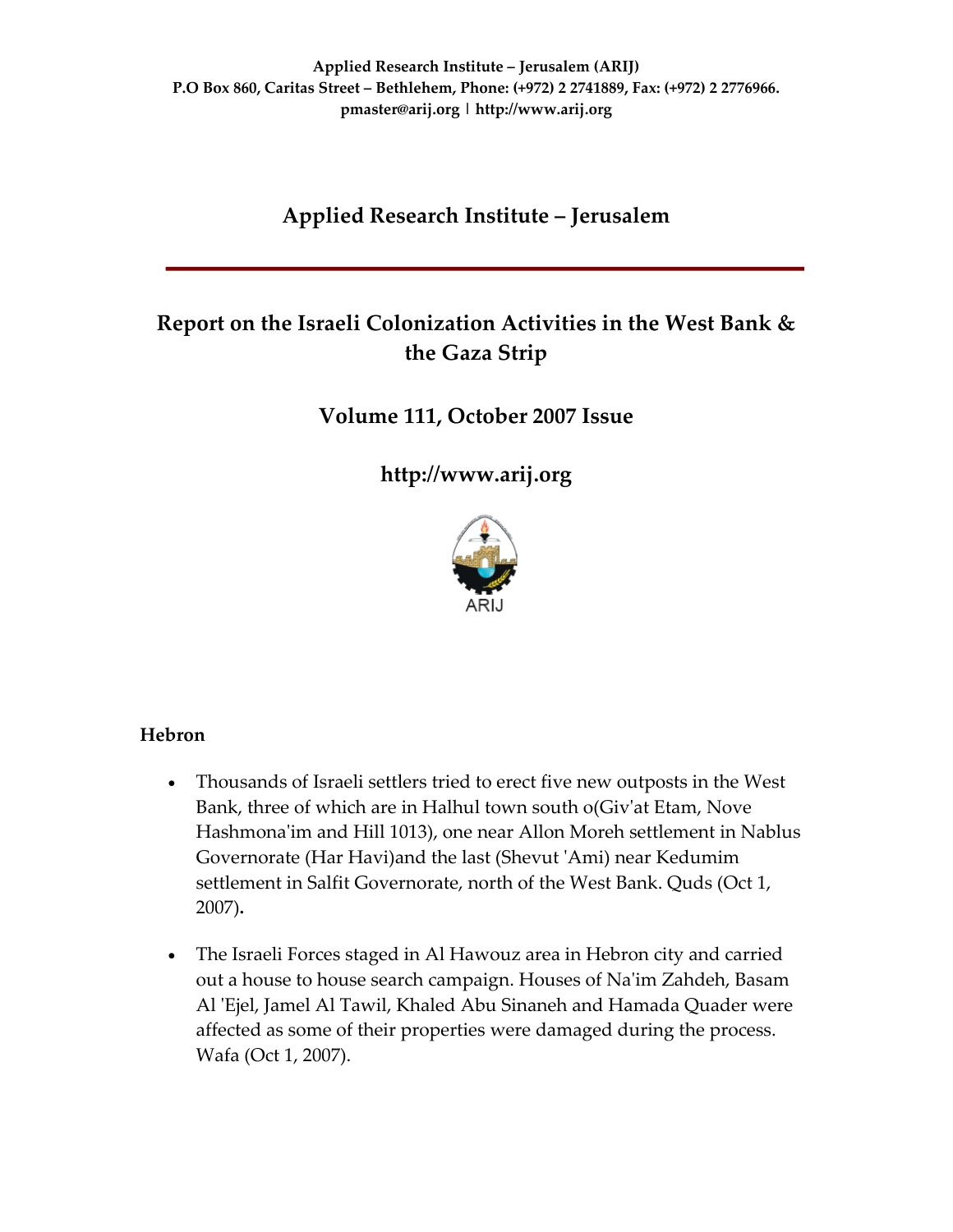**Applied Research Institute – Jerusalem (ARIJ)**
**P.O Box 860, Caritas Street – Bethlehem, Phone: (+972) 2 2741889, Fax: (+972) 2 2776966.**
**pmaster@arij.org | http://www.arij.org**

# Applied Research Institute – Jerusalem

## Report on the Israeli Colonization Activities in the West Bank & the Gaza Strip

## Volume 111, October 2007 Issue

## http://www.arij.org

ARIJ

### Hebron

- Thousands of Israeli settlers tried to erect five new outposts in the West Bank, three of which are in Halhul town south o(Giv'at Etam, Nove Hashmona'im and Hill 1013), one near Allon Moreh settlement in Nablus Governorate (Har Havi)and the last (Shevut 'Ami) near Kedumim settlement in Salfit Governorate, north of the West Bank. Quds (Oct 1, 2007)**.**

- The Israeli Forces staged in Al Hawouz area in Hebron city and carried out a house to house search campaign. Houses of Na'im Zahdeh, Basam Al 'Ejel, Jamel Al Tawil, Khaled Abu Sinaneh and Hamada Quader were affected as some of their properties were damaged during the process. Wafa (Oct 1, 2007).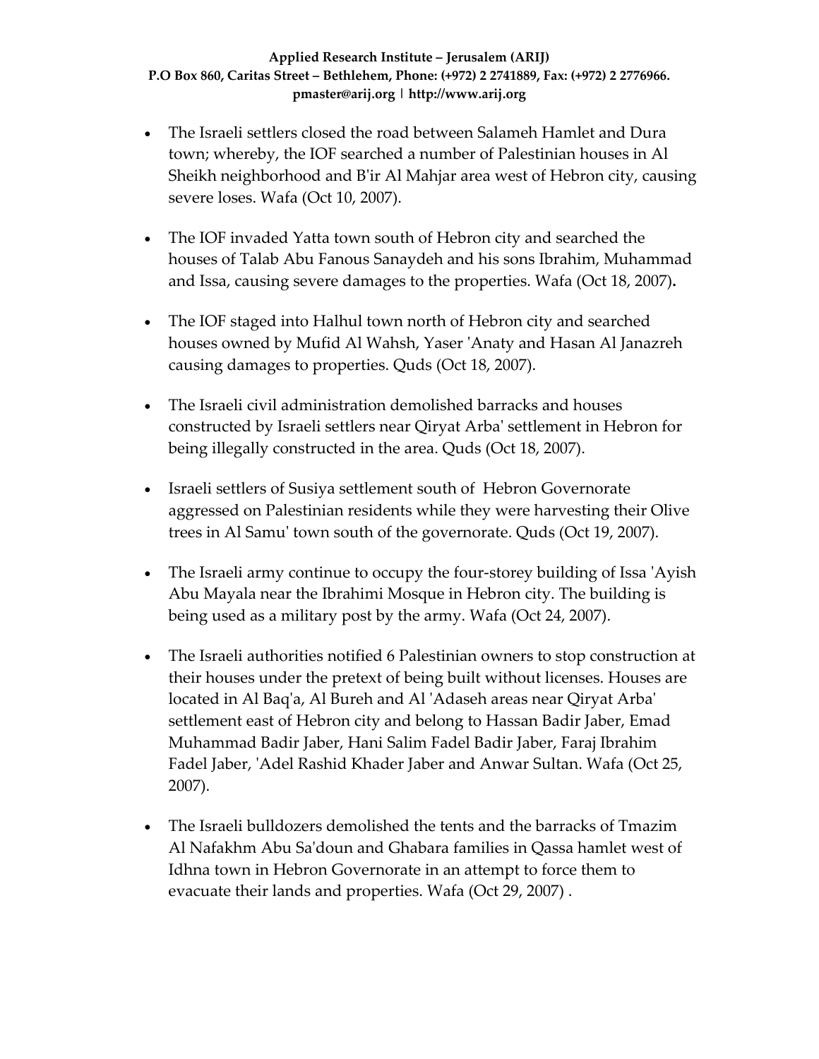- The Israeli settlers closed the road between Salameh Hamlet and Dura town; whereby, the IOF searched a number of Palestinian houses in Al Sheikh neighborhood and B'ir Al Mahjar area west of Hebron city, causing severe loses. Wafa (Oct 10, 2007).

- The IOF invaded Yatta town south of Hebron city and searched the houses of Talab Abu Fanous Sanaydeh and his sons Ibrahim, Muhammad and Issa, causing severe damages to the properties. Wafa (Oct 18, 2007)**.**

- The IOF staged into Halhul town north of Hebron city and searched houses owned by Mufid Al Wahsh, Yaser 'Anaty and Hasan Al Janazreh causing damages to properties. Quds (Oct 18, 2007).

- The Israeli civil administration demolished barracks and houses constructed by Israeli settlers near Qiryat Arba' settlement in Hebron for being illegally constructed in the area. Quds (Oct 18, 2007).

- Israeli settlers of Susiya settlement south of Hebron Governorate aggressed on Palestinian residents while they were harvesting their Olive trees in Al Samu' town south of the governorate. Quds (Oct 19, 2007).

- The Israeli army continue to occupy the four-storey building of Issa 'Ayish Abu Mayala near the Ibrahimi Mosque in Hebron city. The building is being used as a military post by the army. Wafa (Oct 24, 2007).

- The Israeli authorities notified 6 Palestinian owners to stop construction at their houses under the pretext of being built without licenses. Houses are located in Al Baq'a, Al Bureh and Al 'Adaseh areas near Qiryat Arba' settlement east of Hebron city and belong to Hassan Badir Jaber, Emad Muhammad Badir Jaber, Hani Salim Fadel Badir Jaber, Faraj Ibrahim Fadel Jaber, 'Adel Rashid Khader Jaber and Anwar Sultan. Wafa (Oct 25, 2007).

- The Israeli bulldozers demolished the tents and the barracks of Tmazim Al Nafakhm Abu Sa'doun and Ghabara families in Qassa hamlet west of Idhna town in Hebron Governorate in an attempt to force them to evacuate their lands and properties. Wafa (Oct 29, 2007) .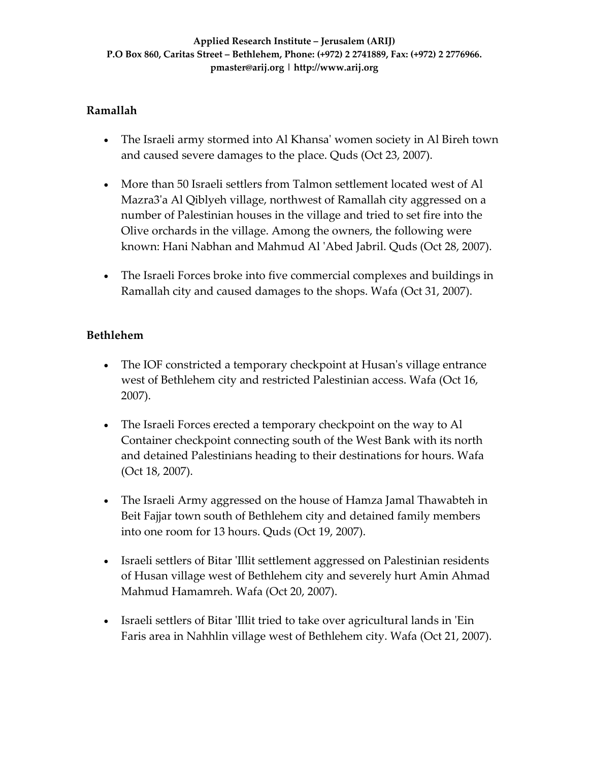## Ramallah

- The Israeli army stormed into Al Khansa' women society in Al Bireh town and caused severe damages to the place. Quds (Oct 23, 2007).
- More than 50 Israeli settlers from Talmon settlement located west of Al Mazra3'a Al Qiblyeh village, northwest of Ramallah city aggressed on a number of Palestinian houses in the village and tried to set fire into the Olive orchards in the village. Among the owners, the following were known: Hani Nabhan and Mahmud Al 'Abed Jabril. Quds (Oct 28, 2007).
- The Israeli Forces broke into five commercial complexes and buildings in Ramallah city and caused damages to the shops. Wafa (Oct 31, 2007).

## Bethlehem

- The IOF constricted a temporary checkpoint at Husan's village entrance west of Bethlehem city and restricted Palestinian access. Wafa (Oct 16, 2007).
- The Israeli Forces erected a temporary checkpoint on the way to Al Container checkpoint connecting south of the West Bank with its north and detained Palestinians heading to their destinations for hours. Wafa (Oct 18, 2007).
- The Israeli Army aggressed on the house of Hamza Jamal Thawabteh in Beit Fajjar town south of Bethlehem city and detained family members into one room for 13 hours. Quds (Oct 19, 2007).
- Israeli settlers of Bitar 'Illit settlement aggressed on Palestinian residents of Husan village west of Bethlehem city and severely hurt Amin Ahmad Mahmud Hamamreh. Wafa (Oct 20, 2007).
- Israeli settlers of Bitar 'Illit tried to take over agricultural lands in 'Ein Faris area in Nahhlin village west of Bethlehem city. Wafa (Oct 21, 2007).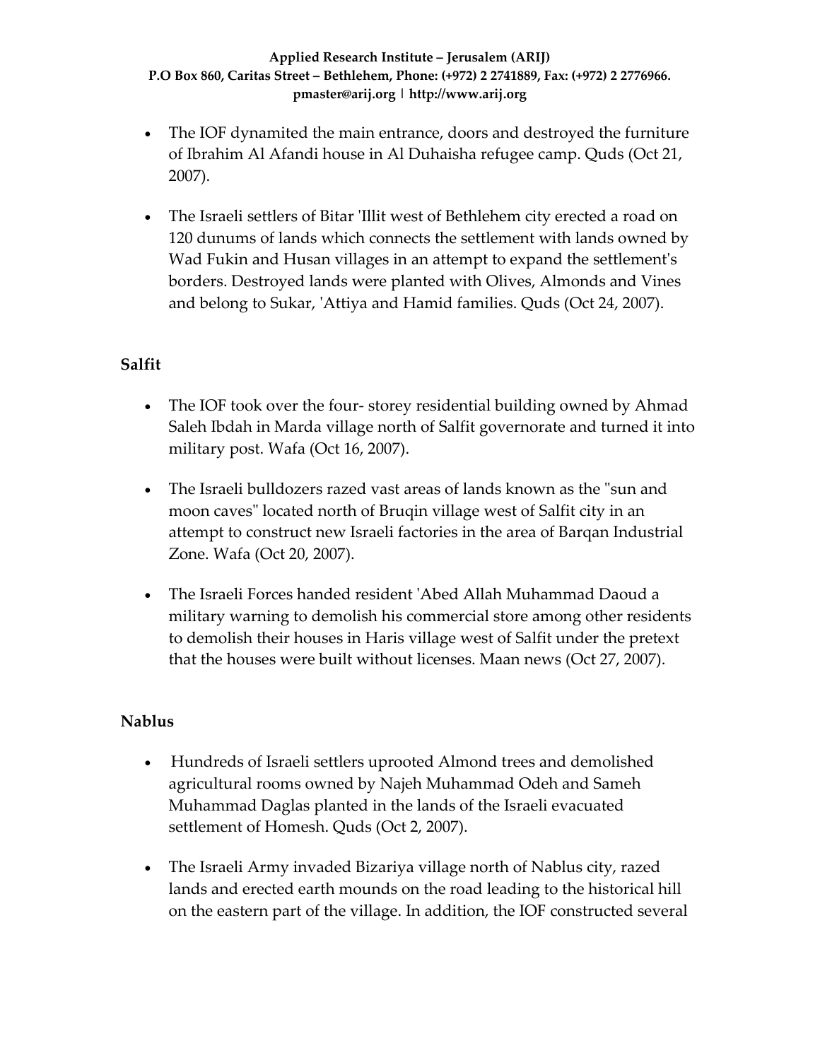- The IOF dynamited the main entrance, doors and destroyed the furniture of Ibrahim Al Afandi house in Al Duhaisha refugee camp. Quds (Oct 21, 2007).

- The Israeli settlers of Bitar 'Illit west of Bethlehem city erected a road on 120 dunums of lands which connects the settlement with lands owned by Wad Fukin and Husan villages in an attempt to expand the settlement's borders. Destroyed lands were planted with Olives, Almonds and Vines and belong to Sukar, 'Attiya and Hamid families. Quds (Oct 24, 2007).

### Salfit

- The IOF took over the four- storey residential building owned by Ahmad Saleh Ibdah in Marda village north of Salfit governorate and turned it into military post. Wafa (Oct 16, 2007).

- The Israeli bulldozers razed vast areas of lands known as the "sun and moon caves" located north of Bruqin village west of Salfit city in an attempt to construct new Israeli factories in the area of Barqan Industrial Zone. Wafa (Oct 20, 2007).

- The Israeli Forces handed resident 'Abed Allah Muhammad Daoud a military warning to demolish his commercial store among other residents to demolish their houses in Haris village west of Salfit under the pretext that the houses were built without licenses. Maan news (Oct 27, 2007).

### Nablus

- Hundreds of Israeli settlers uprooted Almond trees and demolished agricultural rooms owned by Najeh Muhammad Odeh and Sameh Muhammad Daglas planted in the lands of the Israeli evacuated settlement of Homesh. Quds (Oct 2, 2007).

- The Israeli Army invaded Bizariya village north of Nablus city, razed lands and erected earth mounds on the road leading to the historical hill on the eastern part of the village. In addition, the IOF constructed several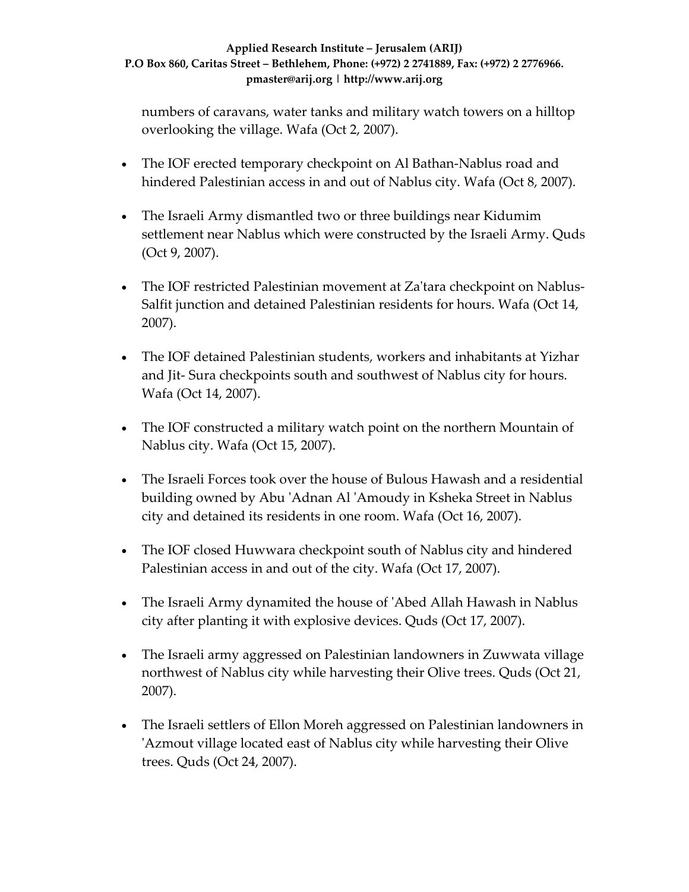numbers of caravans, water tanks and military watch towers on a hilltop overlooking the village. Wafa (Oct 2, 2007).

- The IOF erected temporary checkpoint on Al Bathan-Nablus road and hindered Palestinian access in and out of Nablus city. Wafa (Oct 8, 2007).
- The Israeli Army dismantled two or three buildings near Kidumim settlement near Nablus which were constructed by the Israeli Army. Quds (Oct 9, 2007).
- The IOF restricted Palestinian movement at Za'tara checkpoint on Nablus-Salfit junction and detained Palestinian residents for hours. Wafa (Oct 14, 2007).
- The IOF detained Palestinian students, workers and inhabitants at Yizhar and Jit- Sura checkpoints south and southwest of Nablus city for hours. Wafa (Oct 14, 2007).
- The IOF constructed a military watch point on the northern Mountain of Nablus city. Wafa (Oct 15, 2007).
- The Israeli Forces took over the house of Bulous Hawash and a residential building owned by Abu 'Adnan Al 'Amoudy in Ksheka Street in Nablus city and detained its residents in one room. Wafa (Oct 16, 2007).
- The IOF closed Huwwara checkpoint south of Nablus city and hindered Palestinian access in and out of the city. Wafa (Oct 17, 2007).
- The Israeli Army dynamited the house of 'Abed Allah Hawash in Nablus city after planting it with explosive devices. Quds (Oct 17, 2007).
- The Israeli army aggressed on Palestinian landowners in Zuwwata village northwest of Nablus city while harvesting their Olive trees. Quds (Oct 21, 2007).
- The Israeli settlers of Ellon Moreh aggressed on Palestinian landowners in 'Azmout village located east of Nablus city while harvesting their Olive trees. Quds (Oct 24, 2007).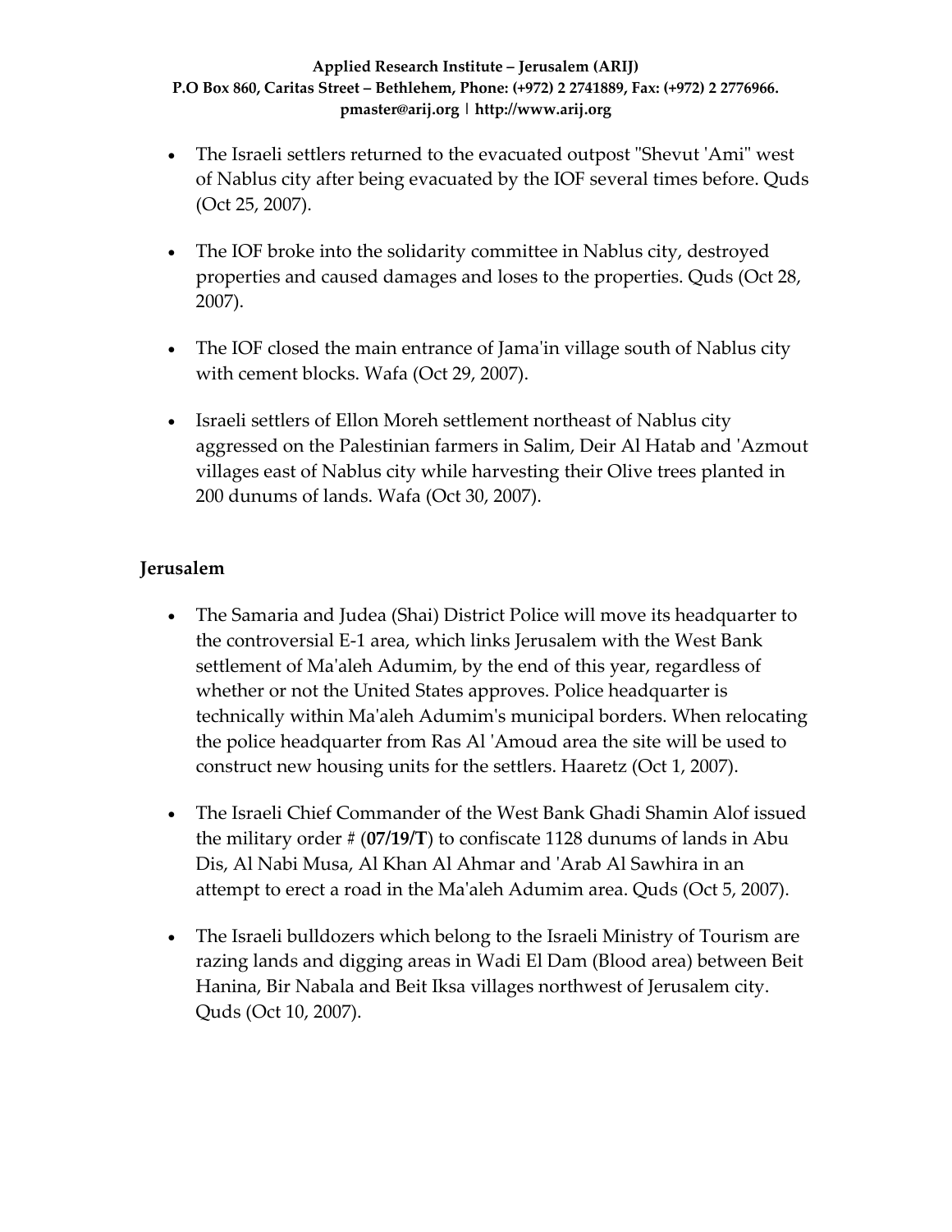- The Israeli settlers returned to the evacuated outpost "Shevut 'Ami" west of Nablus city after being evacuated by the IOF several times before. Quds (Oct 25, 2007).

- The IOF broke into the solidarity committee in Nablus city, destroyed properties and caused damages and loses to the properties. Quds (Oct 28, 2007).

- The IOF closed the main entrance of Jama'in village south of Nablus city with cement blocks. Wafa (Oct 29, 2007).

- Israeli settlers of Ellon Moreh settlement northeast of Nablus city aggressed on the Palestinian farmers in Salim, Deir Al Hatab and 'Azmout villages east of Nablus city while harvesting their Olive trees planted in 200 dunums of lands. Wafa (Oct 30, 2007).

## Jerusalem

- The Samaria and Judea (Shai) District Police will move its headquarter to the controversial E-1 area, which links Jerusalem with the West Bank settlement of Ma'aleh Adumim, by the end of this year, regardless of whether or not the United States approves. Police headquarter is technically within Ma'aleh Adumim's municipal borders. When relocating the police headquarter from Ras Al 'Amoud area the site will be used to construct new housing units for the settlers. Haaretz (Oct 1, 2007).

- The Israeli Chief Commander of the West Bank Ghadi Shamin Alof issued the military order # (**07/19/T**) to confiscate 1128 dunums of lands in Abu Dis, Al Nabi Musa, Al Khan Al Ahmar and 'Arab Al Sawhira in an attempt to erect a road in the Ma'aleh Adumim area. Quds (Oct 5, 2007).

- The Israeli bulldozers which belong to the Israeli Ministry of Tourism are razing lands and digging areas in Wadi El Dam (Blood area) between Beit Hanina, Bir Nabala and Beit Iksa villages northwest of Jerusalem city. Quds (Oct 10, 2007).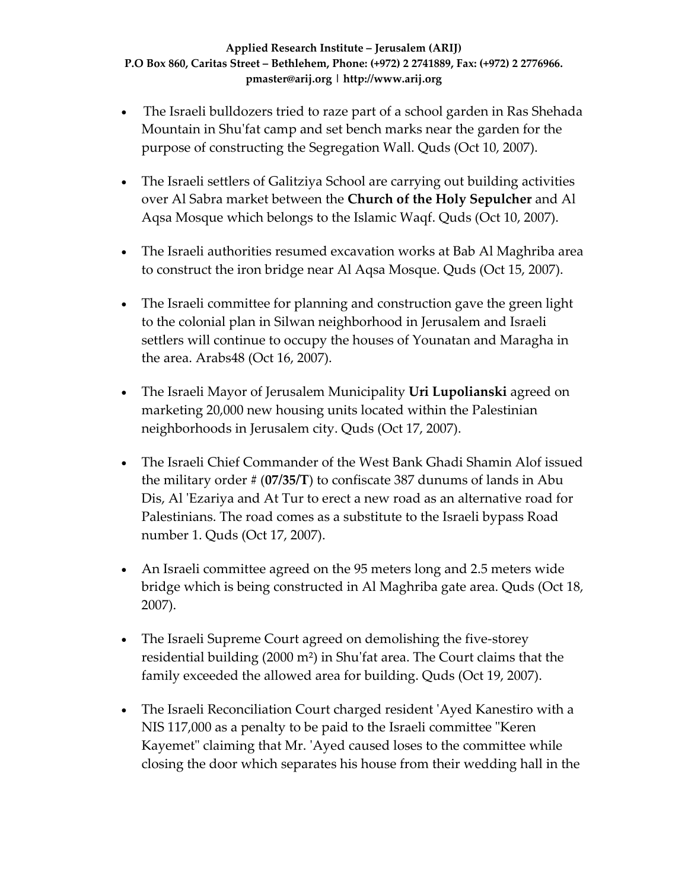- The Israeli bulldozers tried to raze part of a school garden in Ras Shehada Mountain in Shu'fat camp and set bench marks near the garden for the purpose of constructing the Segregation Wall. Quds (Oct 10, 2007).

- The Israeli settlers of Galitziya School are carrying out building activities over Al Sabra market between the **Church of the Holy Sepulcher** and Al Aqsa Mosque which belongs to the Islamic Waqf. Quds (Oct 10, 2007).

- The Israeli authorities resumed excavation works at Bab Al Maghriba area to construct the iron bridge near Al Aqsa Mosque. Quds (Oct 15, 2007).

- The Israeli committee for planning and construction gave the green light to the colonial plan in Silwan neighborhood in Jerusalem and Israeli settlers will continue to occupy the houses of Younatan and Maragha in the area. Arabs48 (Oct 16, 2007).

- The Israeli Mayor of Jerusalem Municipality **Uri Lupolianski** agreed on marketing 20,000 new housing units located within the Palestinian neighborhoods in Jerusalem city. Quds (Oct 17, 2007).

- The Israeli Chief Commander of the West Bank Ghadi Shamin Alof issued the military order # (**07/35/T**) to confiscate 387 dunums of lands in Abu Dis, Al 'Ezariya and At Tur to erect a new road as an alternative road for Palestinians. The road comes as a substitute to the Israeli bypass Road number 1. Quds (Oct 17, 2007).

- An Israeli committee agreed on the 95 meters long and 2.5 meters wide bridge which is being constructed in Al Maghriba gate area. Quds (Oct 18, 2007).

- The Israeli Supreme Court agreed on demolishing the five-storey residential building (2000 m²) in Shu'fat area. The Court claims that the family exceeded the allowed area for building. Quds (Oct 19, 2007).

- The Israeli Reconciliation Court charged resident 'Ayed Kanestiro with a NIS 117,000 as a penalty to be paid to the Israeli committee "Keren Kayemet" claiming that Mr. 'Ayed caused loses to the committee while closing the door which separates his house from their wedding hall in the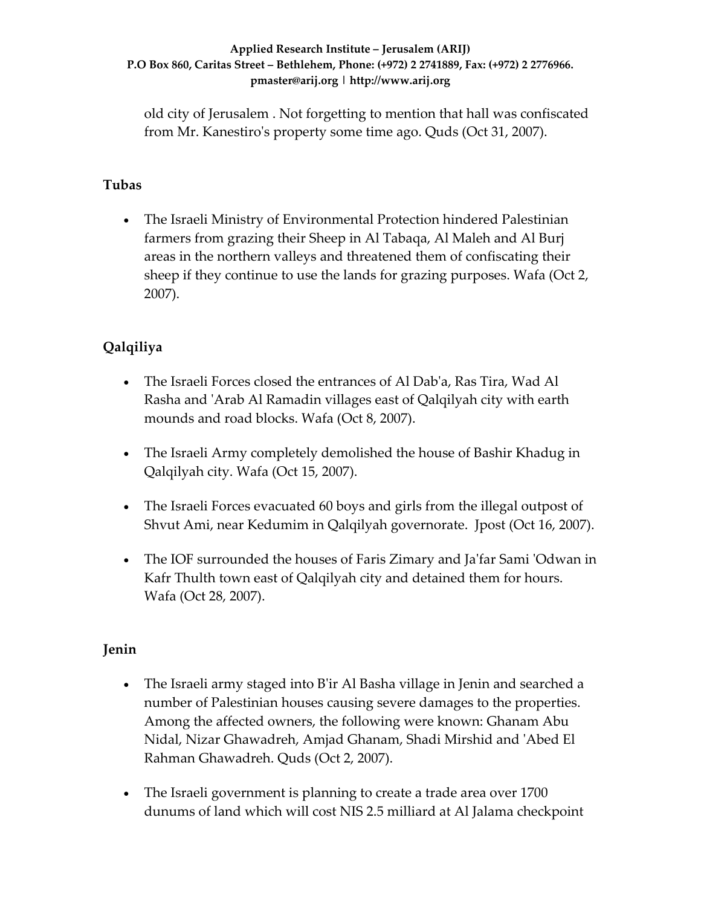old city of Jerusalem . Not forgetting to mention that hall was confiscated from Mr. Kanestiro's property some time ago. Quds (Oct 31, 2007).

## Tubas

- The Israeli Ministry of Environmental Protection hindered Palestinian farmers from grazing their Sheep in Al Tabaqa, Al Maleh and Al Burj areas in the northern valleys and threatened them of confiscating their sheep if they continue to use the lands for grazing purposes. Wafa (Oct 2, 2007).

## Qalqiliya

- The Israeli Forces closed the entrances of Al Dab'a, Ras Tira, Wad Al Rasha and 'Arab Al Ramadin villages east of Qalqilyah city with earth mounds and road blocks. Wafa (Oct 8, 2007).

- The Israeli Army completely demolished the house of Bashir Khadug in Qalqilyah city. Wafa (Oct 15, 2007).

- The Israeli Forces evacuated 60 boys and girls from the illegal outpost of Shvut Ami, near Kedumim in Qalqilyah governorate. Jpost (Oct 16, 2007).

- The IOF surrounded the houses of Faris Zimary and Ja'far Sami 'Odwan in Kafr Thulth town east of Qalqilyah city and detained them for hours. Wafa (Oct 28, 2007).

## Jenin

- The Israeli army staged into B'ir Al Basha village in Jenin and searched a number of Palestinian houses causing severe damages to the properties. Among the affected owners, the following were known: Ghanam Abu Nidal, Nizar Ghawadreh, Amjad Ghanam, Shadi Mirshid and 'Abed El Rahman Ghawadreh. Quds (Oct 2, 2007).

- The Israeli government is planning to create a trade area over 1700 dunums of land which will cost NIS 2.5 milliard at Al Jalama checkpoint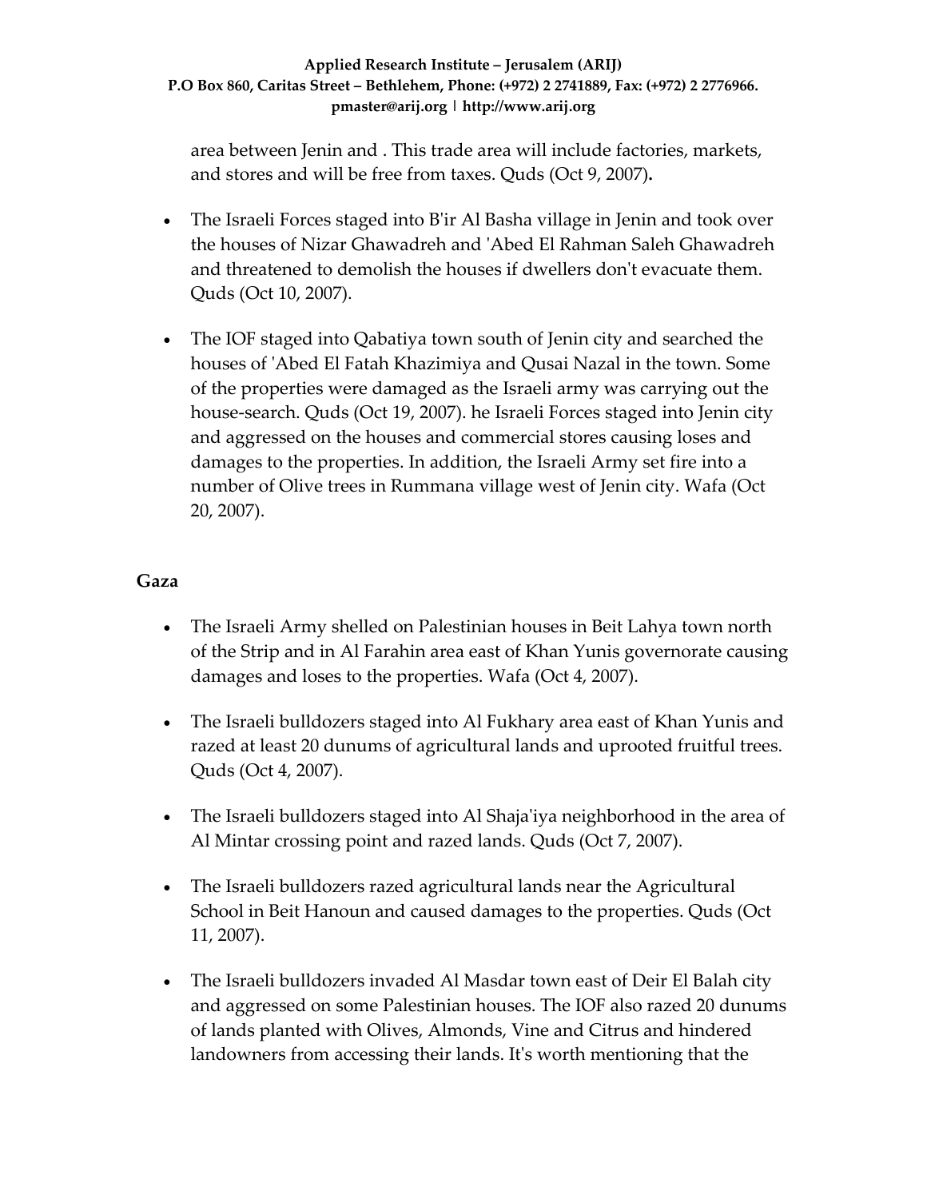area between Jenin and . This trade area will include factories, markets, and stores and will be free from taxes. Quds (Oct 9, 2007)**.**

- The Israeli Forces staged into B'ir Al Basha village in Jenin and took over the houses of Nizar Ghawadreh and 'Abed El Rahman Saleh Ghawadreh and threatened to demolish the houses if dwellers don't evacuate them. Quds (Oct 10, 2007).

- The IOF staged into Qabatiya town south of Jenin city and searched the houses of 'Abed El Fatah Khazimiya and Qusai Nazal in the town. Some of the properties were damaged as the Israeli army was carrying out the house-search. Quds (Oct 19, 2007). he Israeli Forces staged into Jenin city and aggressed on the houses and commercial stores causing loses and damages to the properties. In addition, the Israeli Army set fire into a number of Olive trees in Rummana village west of Jenin city. Wafa (Oct 20, 2007).

**Gaza**

- The Israeli Army shelled on Palestinian houses in Beit Lahya town north of the Strip and in Al Farahin area east of Khan Yunis governorate causing damages and loses to the properties. Wafa (Oct 4, 2007).

- The Israeli bulldozers staged into Al Fukhary area east of Khan Yunis and razed at least 20 dunums of agricultural lands and uprooted fruitful trees. Quds (Oct 4, 2007).

- The Israeli bulldozers staged into Al Shaja'iya neighborhood in the area of Al Mintar crossing point and razed lands. Quds (Oct 7, 2007).

- The Israeli bulldozers razed agricultural lands near the Agricultural School in Beit Hanoun and caused damages to the properties. Quds (Oct 11, 2007).

- The Israeli bulldozers invaded Al Masdar town east of Deir El Balah city and aggressed on some Palestinian houses. The IOF also razed 20 dunums of lands planted with Olives, Almonds, Vine and Citrus and hindered landowners from accessing their lands. It's worth mentioning that the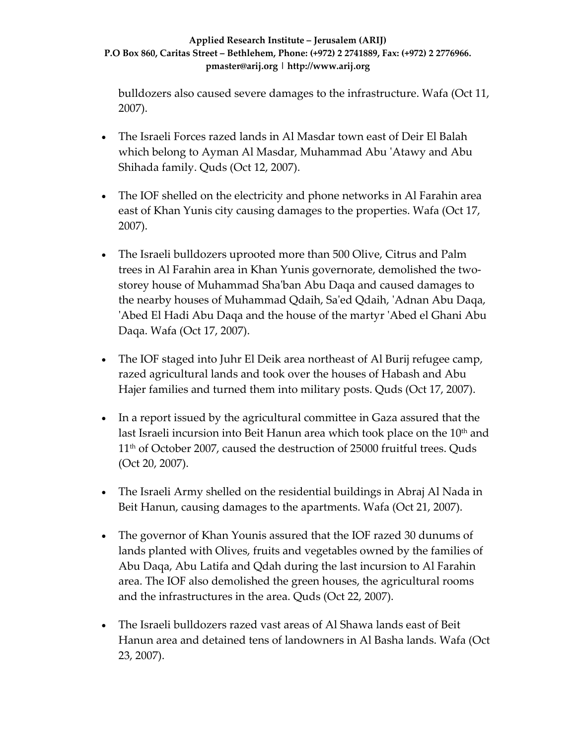bulldozers also caused severe damages to the infrastructure. Wafa (Oct 11, 2007).

- The Israeli Forces razed lands in Al Masdar town east of Deir El Balah which belong to Ayman Al Masdar, Muhammad Abu 'Atawy and Abu Shihada family. Quds (Oct 12, 2007).

- The IOF shelled on the electricity and phone networks in Al Farahin area east of Khan Yunis city causing damages to the properties. Wafa (Oct 17, 2007).

- The Israeli bulldozers uprooted more than 500 Olive, Citrus and Palm trees in Al Farahin area in Khan Yunis governorate, demolished the two-storey house of Muhammad Sha'ban Abu Daqa and caused damages to the nearby houses of Muhammad Qdaih, Sa'ed Qdaih, 'Adnan Abu Daqa, 'Abed El Hadi Abu Daqa and the house of the martyr 'Abed el Ghani Abu Daqa. Wafa (Oct 17, 2007).

- The IOF staged into Juhr El Deik area northeast of Al Burij refugee camp, razed agricultural lands and took over the houses of Habash and Abu Hajer families and turned them into military posts. Quds (Oct 17, 2007).

- In a report issued by the agricultural committee in Gaza assured that the last Israeli incursion into Beit Hanun area which took place on the 10th and 11th of October 2007, caused the destruction of 25000 fruitful trees. Quds (Oct 20, 2007).

- The Israeli Army shelled on the residential buildings in Abraj Al Nada in Beit Hanun, causing damages to the apartments. Wafa (Oct 21, 2007).

- The governor of Khan Younis assured that the IOF razed 30 dunums of lands planted with Olives, fruits and vegetables owned by the families of Abu Daqa, Abu Latifa and Qdah during the last incursion to Al Farahin area. The IOF also demolished the green houses, the agricultural rooms and the infrastructures in the area. Quds (Oct 22, 2007).

- The Israeli bulldozers razed vast areas of Al Shawa lands east of Beit Hanun area and detained tens of landowners in Al Basha lands. Wafa (Oct 23, 2007).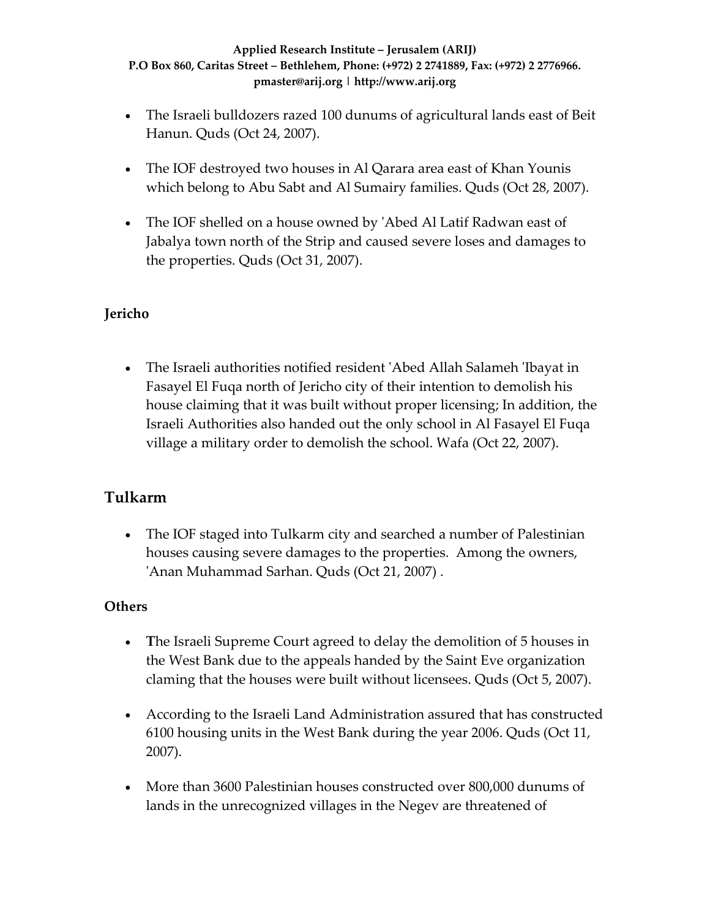- The Israeli bulldozers razed 100 dunums of agricultural lands east of Beit Hanun. Quds (Oct 24, 2007).

- The IOF destroyed two houses in Al Qarara area east of Khan Younis which belong to Abu Sabt and Al Sumairy families. Quds (Oct 28, 2007).

- The IOF shelled on a house owned by 'Abed Al Latif Radwan east of Jabalya town north of the Strip and caused severe loses and damages to the properties. Quds (Oct 31, 2007).

**Jericho**

- The Israeli authorities notified resident 'Abed Allah Salameh 'Ibayat in Fasayel El Fuqa north of Jericho city of their intention to demolish his house claiming that it was built without proper licensing; In addition, the Israeli Authorities also handed out the only school in Al Fasayel El Fuqa village a military order to demolish the school. Wafa (Oct 22, 2007).

## Tulkarm

- The IOF staged into Tulkarm city and searched a number of Palestinian houses causing severe damages to the properties. Among the owners, 'Anan Muhammad Sarhan. Quds (Oct 21, 2007) .

**Others**

- **T**he Israeli Supreme Court agreed to delay the demolition of 5 houses in the West Bank due to the appeals handed by the Saint Eve organization claming that the houses were built without licensees. Quds (Oct 5, 2007).

- According to the Israeli Land Administration assured that has constructed 6100 housing units in the West Bank during the year 2006. Quds (Oct 11, 2007).

- More than 3600 Palestinian houses constructed over 800,000 dunums of lands in the unrecognized villages in the Negev are threatened of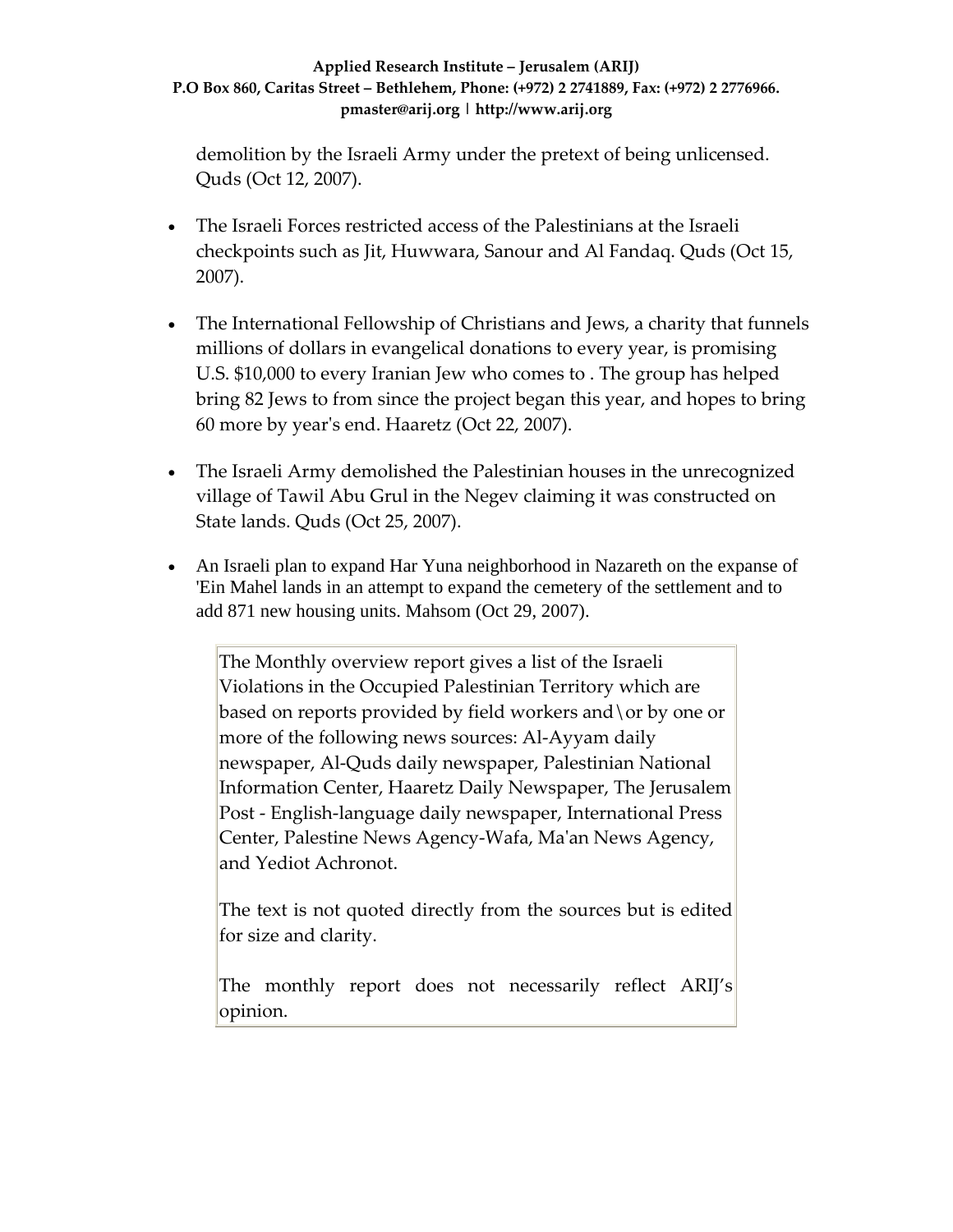demolition by the Israeli Army under the pretext of being unlicensed. Quds (Oct 12, 2007).

- The Israeli Forces restricted access of the Palestinians at the Israeli checkpoints such as Jit, Huwwara, Sanour and Al Fandaq. Quds (Oct 15, 2007).

- The International Fellowship of Christians and Jews, a charity that funnels millions of dollars in evangelical donations to every year, is promising U.S. $10,000 to every Iranian Jew who comes to . The group has helped bring 82 Jews to from since the project began this year, and hopes to bring 60 more by year's end. Haaretz (Oct 22, 2007).

- The Israeli Army demolished the Palestinian houses in the unrecognized village of Tawil Abu Grul in the Negev claiming it was constructed on State lands. Quds (Oct 25, 2007).

- An Israeli plan to expand Har Yuna neighborhood in Nazareth on the expanse of 'Ein Mahel lands in an attempt to expand the cemetery of the settlement and to add 871 new housing units. Mahsom (Oct 29, 2007).

The Monthly overview report gives a list of the Israeli Violations in the Occupied Palestinian Territory which are based on reports provided by field workers and\or by one or more of the following news sources: Al-Ayyam daily newspaper, Al-Quds daily newspaper, Palestinian National Information Center, Haaretz Daily Newspaper, The Jerusalem Post - English-language daily newspaper, International Press Center, Palestine News Agency-Wafa, Ma'an News Agency, and Yediot Achronot.

The text is not quoted directly from the sources but is edited for size and clarity.

The monthly report does not necessarily reflect ARIJ's opinion.